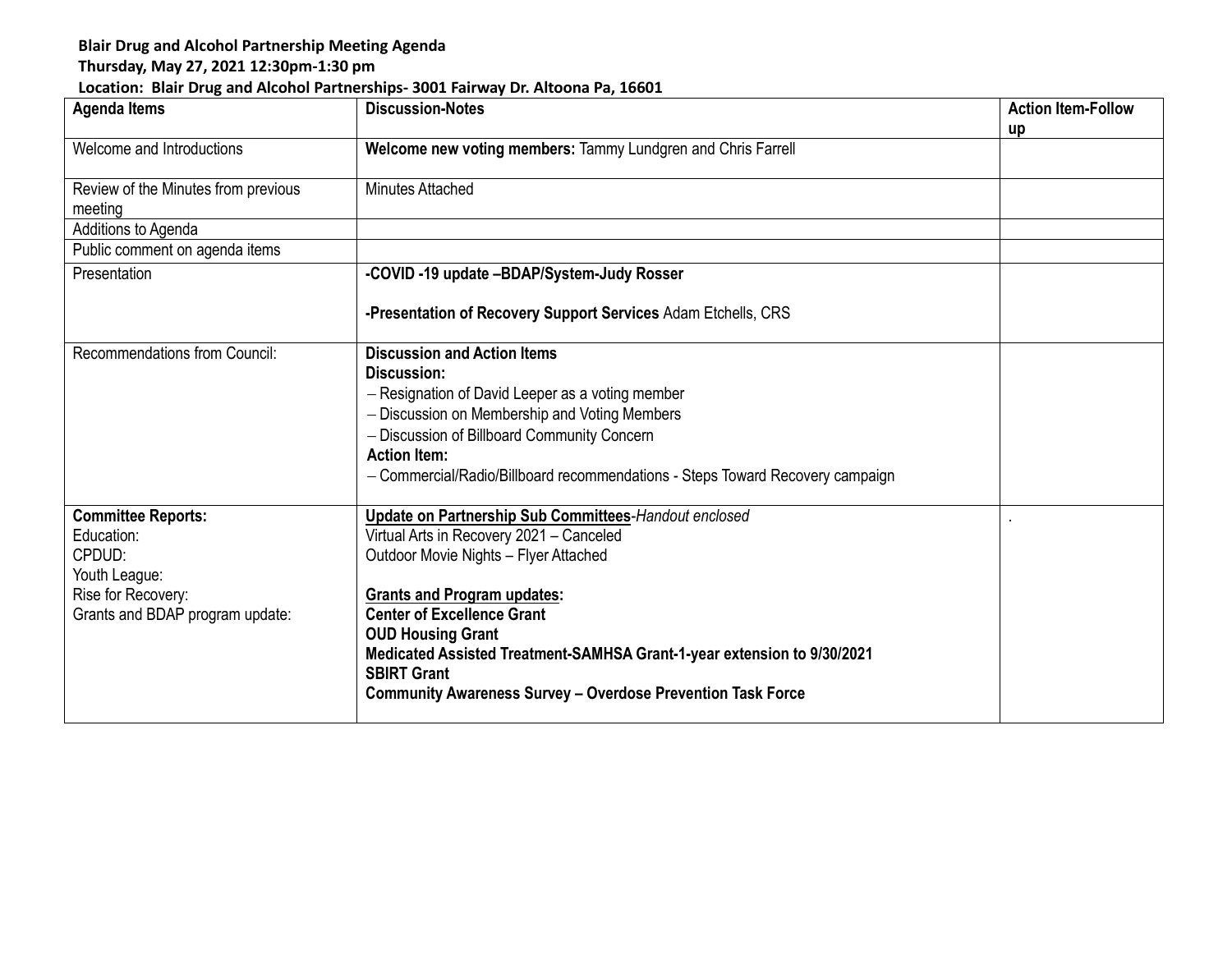**Blair Drug and Alcohol Partnership Meeting Agenda**

**Thursday, May 27, 2021 12:30pm-1:30 pm**

**Location: Blair Drug and Alcohol Partnerships- 3001 Fairway Dr. Altoona Pa, 16601**

| Agenda Items | Discussion-Notes | Action Item-Follow up |
|---|---|---|
| Welcome and Introductions | **Welcome new voting members:** Tammy Lundgren and Chris Farrell | |
| Review of the Minutes from previous meeting | Minutes Attached | |
| Additions to Agenda | | |
| Public comment on agenda items | | |
| Presentation | **-COVID -19 update –BDAP/System-Judy Rosser**<br><br>**-Presentation of Recovery Support Services** Adam Etchells, CRS | |
| Recommendations from Council: | **Discussion and Action Items**<br>**Discussion:**<br>– Resignation of David Leeper as a voting member<br>– Discussion on Membership and Voting Members<br>– Discussion of Billboard Community Concern<br>**Action Item:**<br>– Commercial/Radio/Billboard recommendations - Steps Toward Recovery campaign | |
| **Committee Reports:**<br>Education:<br>CPDUD:<br>Youth League:<br>Rise for Recovery:<br>Grants and BDAP program update: | **Update on Partnership Sub Committees**-*Handout enclosed*<br>Virtual Arts in Recovery 2021 – Canceled<br>Outdoor Movie Nights – Flyer Attached<br><br>**Grants and Program updates:**<br>**Center of Excellence Grant**<br>**OUD Housing Grant**<br>**Medicated Assisted Treatment-SAMHSA Grant-1-year extension to 9/30/2021**<br>**SBIRT Grant**<br>**Community Awareness Survey – Overdose Prevention Task Force** | . |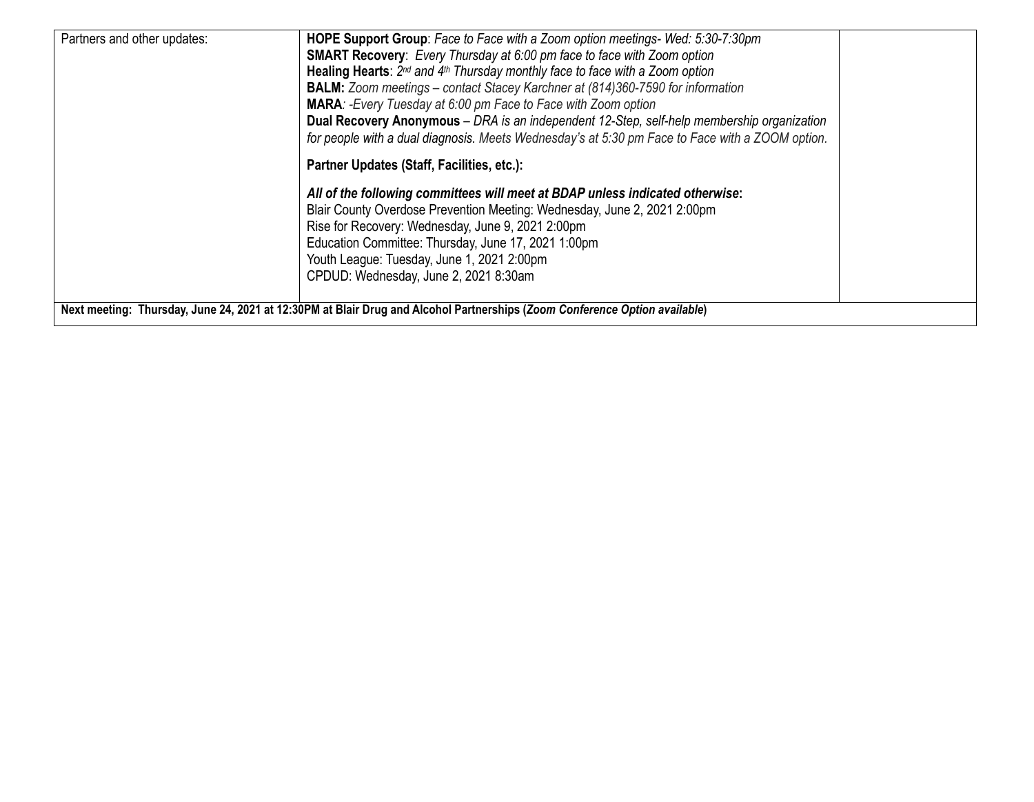| | | |
|---|---|---|
| Partners and other updates: | **HOPE Support Group**: *Face to Face with a Zoom option meetings- Wed: 5:30-7:30pm*<br>**SMART Recovery**: *Every Thursday at 6:00 pm face to face with Zoom option*<br>**Healing Hearts**: *2nd and 4th Thursday monthly face to face with a Zoom option*<br>**BALM:** *Zoom meetings – contact Stacey Karchner at (814)360-7590 for information*<br>**MARA***: -Every Tuesday at 6:00 pm Face to Face with Zoom option*<br>**Dual Recovery Anonymous** – *DRA is an independent 12-Step, self-help membership organization for people with a dual diagnosis. Meets Wednesday's at 5:30 pm Face to Face with a ZOOM option.*<br><br>**Partner Updates (Staff, Facilities, etc.):**<br><br>***All of the following committees will meet at BDAP unless indicated otherwise*:**<br>Blair County Overdose Prevention Meeting: Wednesday, June 2, 2021 2:00pm<br>Rise for Recovery: Wednesday, June 9, 2021 2:00pm<br>Education Committee: Thursday, June 17, 2021 1:00pm<br>Youth League: Tuesday, June 1, 2021 2:00pm<br>CPDUD: Wednesday, June 2, 2021 8:30am | |
| **Next meeting: Thursday, June 24, 2021 at 12:30PM at Blair Drug and Alcohol Partnerships (*Zoom Conference Option available*)** | | |